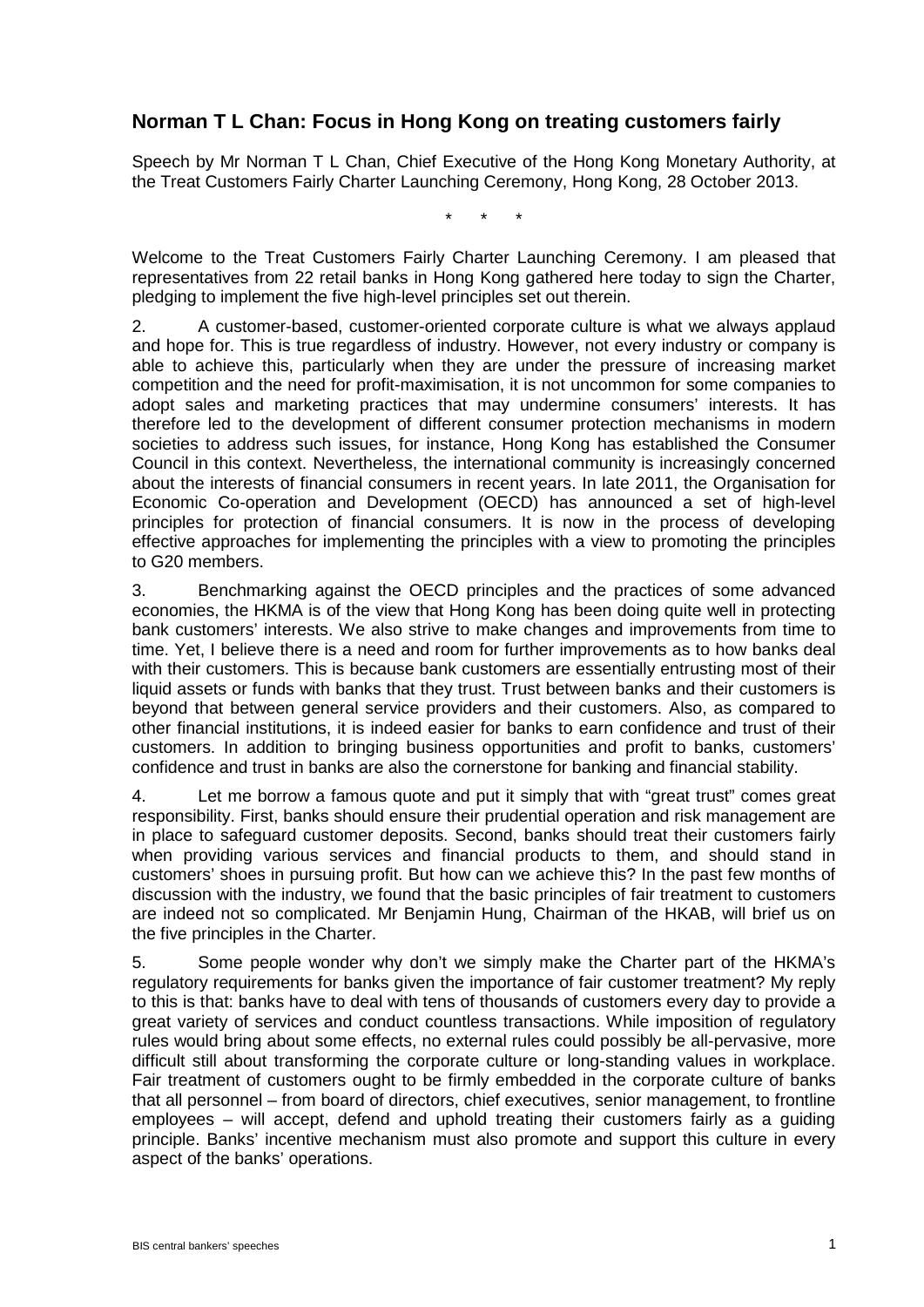## Norman T L Chan: Focus in Hong Kong on treating customers fairly

Speech by Mr Norman T L Chan, Chief Executive of the Hong Kong Monetary Authority, at the Treat Customers Fairly Charter Launching Ceremony, Hong Kong, 28 October 2013.

\* \* \*

Welcome to the Treat Customers Fairly Charter Launching Ceremony. I am pleased that representatives from 22 retail banks in Hong Kong gathered here today to sign the Charter, pledging to implement the five high-level principles set out therein.

2. A customer-based, customer-oriented corporate culture is what we always applaud and hope for. This is true regardless of industry. However, not every industry or company is able to achieve this, particularly when they are under the pressure of increasing market competition and the need for profit-maximisation, it is not uncommon for some companies to adopt sales and marketing practices that may undermine consumers' interests. It has therefore led to the development of different consumer protection mechanisms in modern societies to address such issues, for instance, Hong Kong has established the Consumer Council in this context. Nevertheless, the international community is increasingly concerned about the interests of financial consumers in recent years. In late 2011, the Organisation for Economic Co-operation and Development (OECD) has announced a set of high-level principles for protection of financial consumers. It is now in the process of developing effective approaches for implementing the principles with a view to promoting the principles to G20 members.

3. Benchmarking against the OECD principles and the practices of some advanced economies, the HKMA is of the view that Hong Kong has been doing quite well in protecting bank customers' interests. We also strive to make changes and improvements from time to time. Yet, I believe there is a need and room for further improvements as to how banks deal with their customers. This is because bank customers are essentially entrusting most of their liquid assets or funds with banks that they trust. Trust between banks and their customers is beyond that between general service providers and their customers. Also, as compared to other financial institutions, it is indeed easier for banks to earn confidence and trust of their customers. In addition to bringing business opportunities and profit to banks, customers' confidence and trust in banks are also the cornerstone for banking and financial stability.

4. Let me borrow a famous quote and put it simply that with "great trust" comes great responsibility. First, banks should ensure their prudential operation and risk management are in place to safeguard customer deposits. Second, banks should treat their customers fairly when providing various services and financial products to them, and should stand in customers' shoes in pursuing profit. But how can we achieve this? In the past few months of discussion with the industry, we found that the basic principles of fair treatment to customers are indeed not so complicated. Mr Benjamin Hung, Chairman of the HKAB, will brief us on the five principles in the Charter.

5. Some people wonder why don't we simply make the Charter part of the HKMA's regulatory requirements for banks given the importance of fair customer treatment? My reply to this is that: banks have to deal with tens of thousands of customers every day to provide a great variety of services and conduct countless transactions. While imposition of regulatory rules would bring about some effects, no external rules could possibly be all-pervasive, more difficult still about transforming the corporate culture or long-standing values in workplace. Fair treatment of customers ought to be firmly embedded in the corporate culture of banks that all personnel – from board of directors, chief executives, senior management, to frontline employees – will accept, defend and uphold treating their customers fairly as a guiding principle. Banks' incentive mechanism must also promote and support this culture in every aspect of the banks' operations.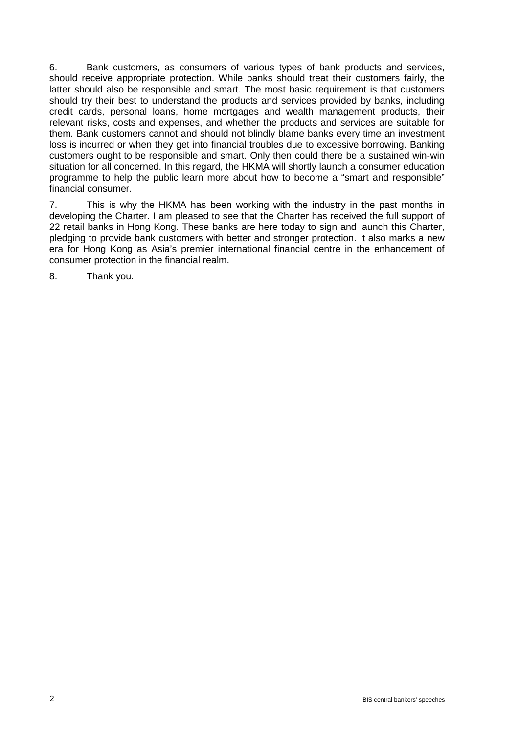6. Bank customers, as consumers of various types of bank products and services, should receive appropriate protection. While banks should treat their customers fairly, the latter should also be responsible and smart. The most basic requirement is that customers should try their best to understand the products and services provided by banks, including credit cards, personal loans, home mortgages and wealth management products, their relevant risks, costs and expenses, and whether the products and services are suitable for them. Bank customers cannot and should not blindly blame banks every time an investment loss is incurred or when they get into financial troubles due to excessive borrowing. Banking customers ought to be responsible and smart. Only then could there be a sustained win-win situation for all concerned. In this regard, the HKMA will shortly launch a consumer education programme to help the public learn more about how to become a "smart and responsible" financial consumer.

7. This is why the HKMA has been working with the industry in the past months in developing the Charter. I am pleased to see that the Charter has received the full support of 22 retail banks in Hong Kong. These banks are here today to sign and launch this Charter, pledging to provide bank customers with better and stronger protection. It also marks a new era for Hong Kong as Asia's premier international financial centre in the enhancement of consumer protection in the financial realm.

8. Thank you.